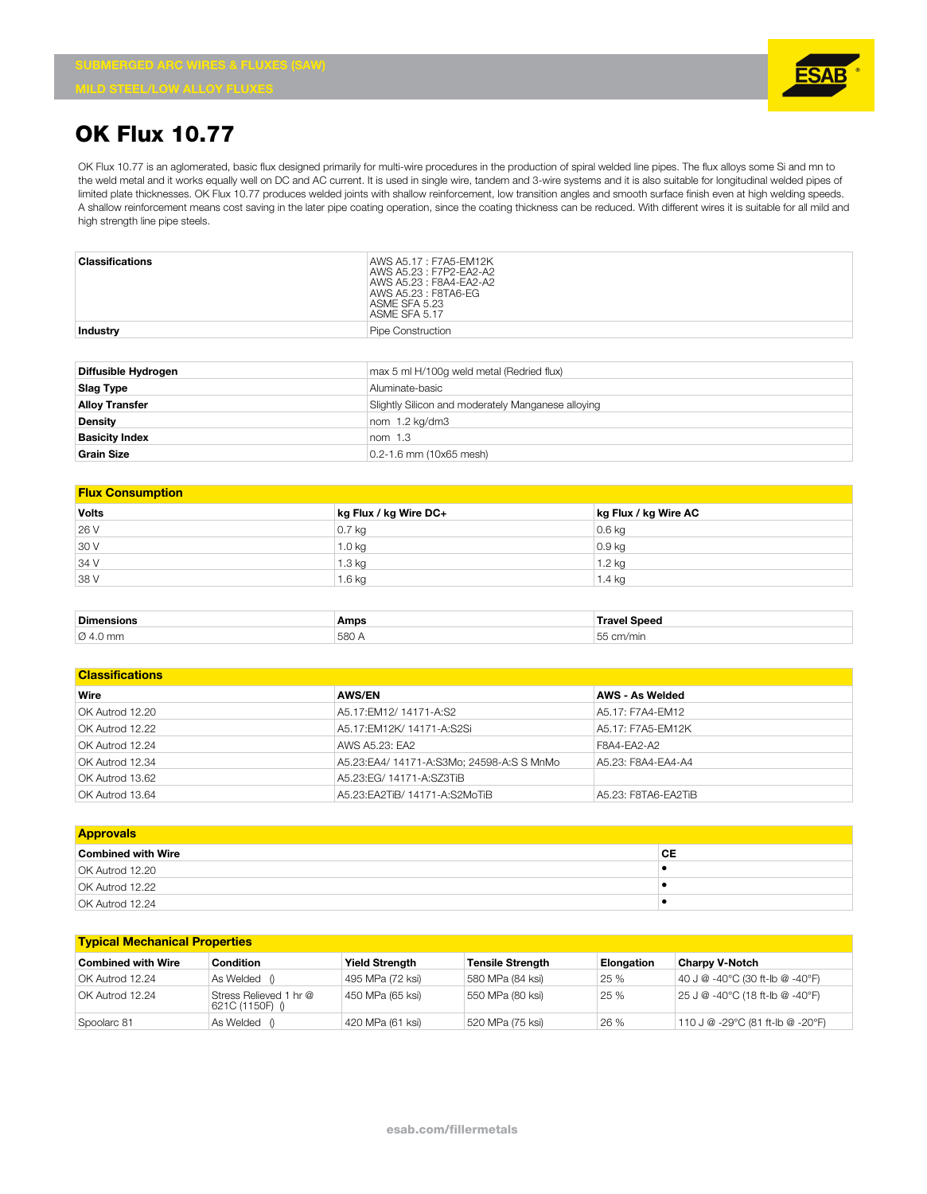SUBMERGED ARC WIRES & FLUXES (SAW)

MILD STEEL/LOW ALLOY FLUXES

# OK Flux 10.77

OK Flux 10.77 is an aglomerated, basic flux designed primarily for multi-wire procedures in the production of spiral welded line pipes. The flux alloys some Si and mn to the weld metal and it works equally well on DC and AC current. It is used in single wire, tandem and 3-wire systems and it is also suitable for longitudinal welded pipes of limited plate thicknesses. OK Flux 10.77 produces welded joints with shallow reinforcement, low transition angles and smooth surface finish even at high welding speeds. A shallow reinforcement means cost saving in the later pipe coating operation, since the coating thickness can be reduced. With different wires it is suitable for all mild and high strength line pipe steels.

| | |
|---|---|
| **Classifications** | AWS A5.17 : F7A5-EM12K<br>AWS A5.23 : F7P2-EA2-A2<br>AWS A5.23 : F8A4-EA2-A2<br>AWS A5.23 : F8TA6-EG<br>ASME SFA 5.23<br>ASME SFA 5.17 |
| **Industry** | Pipe Construction |

| | |
|---|---|
| **Diffusible Hydrogen** | max 5 ml H/100g weld metal (Redried flux) |
| **Slag Type** | Aluminate-basic |
| **Alloy Transfer** | Slightly Silicon and moderately Manganese alloying |
| **Density** | nom 1.2 kg/dm3 |
| **Basicity Index** | nom 1.3 |
| **Grain Size** | 0.2-1.6 mm (10x65 mesh) |

## Flux Consumption

| Volts | kg Flux / kg Wire DC+ | kg Flux / kg Wire AC |
|---|---|---|
| 26 V | 0.7 kg | 0.6 kg |
| 30 V | 1.0 kg | 0.9 kg |
| 34 V | 1.3 kg | 1.2 kg |
| 38 V | 1.6 kg | 1.4 kg |

| Dimensions | Amps | Travel Speed |
|---|---|---|
| Ø 4.0 mm | 580 A | 55 cm/min |

## Classifications

| Wire | AWS/EN | AWS - As Welded |
|---|---|---|
| OK Autrod 12.20 | A5.17:EM12/ 14171-A:S2 | A5.17: F7A4-EM12 |
| OK Autrod 12.22 | A5.17:EM12K/ 14171-A:S2Si | A5.17: F7A5-EM12K |
| OK Autrod 12.24 | AWS A5.23: EA2 | F8A4-EA2-A2 |
| OK Autrod 12.34 | A5.23:EA4/ 14171-A:S3Mo; 24598-A:S S MnMo | A5.23: F8A4-EA4-A4 |
| OK Autrod 13.62 | A5.23:EG/ 14171-A:SZ3TiB | |
| OK Autrod 13.64 | A5.23:EA2TiB/ 14171-A:S2MoTiB | A5.23: F8TA6-EA2TiB |

## Approvals

| Combined with Wire | CE |
|---|---|
| OK Autrod 12.20 | • |
| OK Autrod 12.22 | • |
| OK Autrod 12.24 | • |

## Typical Mechanical Properties

| Combined with Wire | Condition | Yield Strength | Tensile Strength | Elongation | Charpy V-Notch |
|---|---|---|---|---|---|
| OK Autrod 12.24 | As Welded () | 495 MPa (72 ksi) | 580 MPa (84 ksi) | 25 % | 40 J @ -40°C (30 ft-lb @ -40°F) |
| OK Autrod 12.24 | Stress Relieved 1 hr @ 621C (1150F) () | 450 MPa (65 ksi) | 550 MPa (80 ksi) | 25 % | 25 J @ -40°C (18 ft-lb @ -40°F) |
| Spoolarc 81 | As Welded () | 420 MPa (61 ksi) | 520 MPa (75 ksi) | 26 % | 110 J @ -29°C (81 ft-lb @ -20°F) |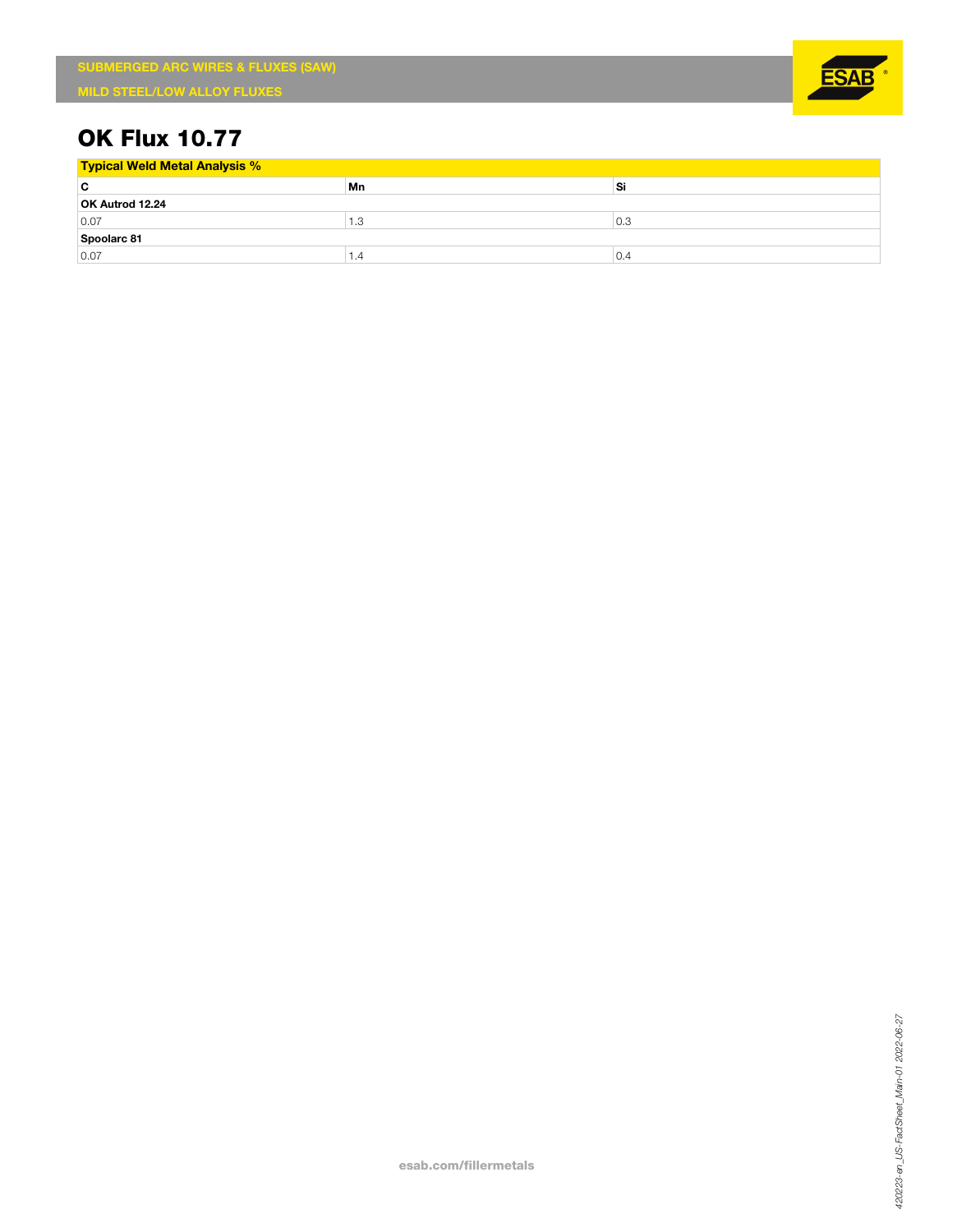# OK Flux 10.77

| Typical Weld Metal Analysis % | | |
|---|---|---|
| **C** | **Mn** | **Si** |
| **OK Autrod 12.24** | | |
| 0.07 | 1.3 | 0.3 |
| **Spoolarc 81** | | |
| 0.07 | 1.4 | 0.4 |